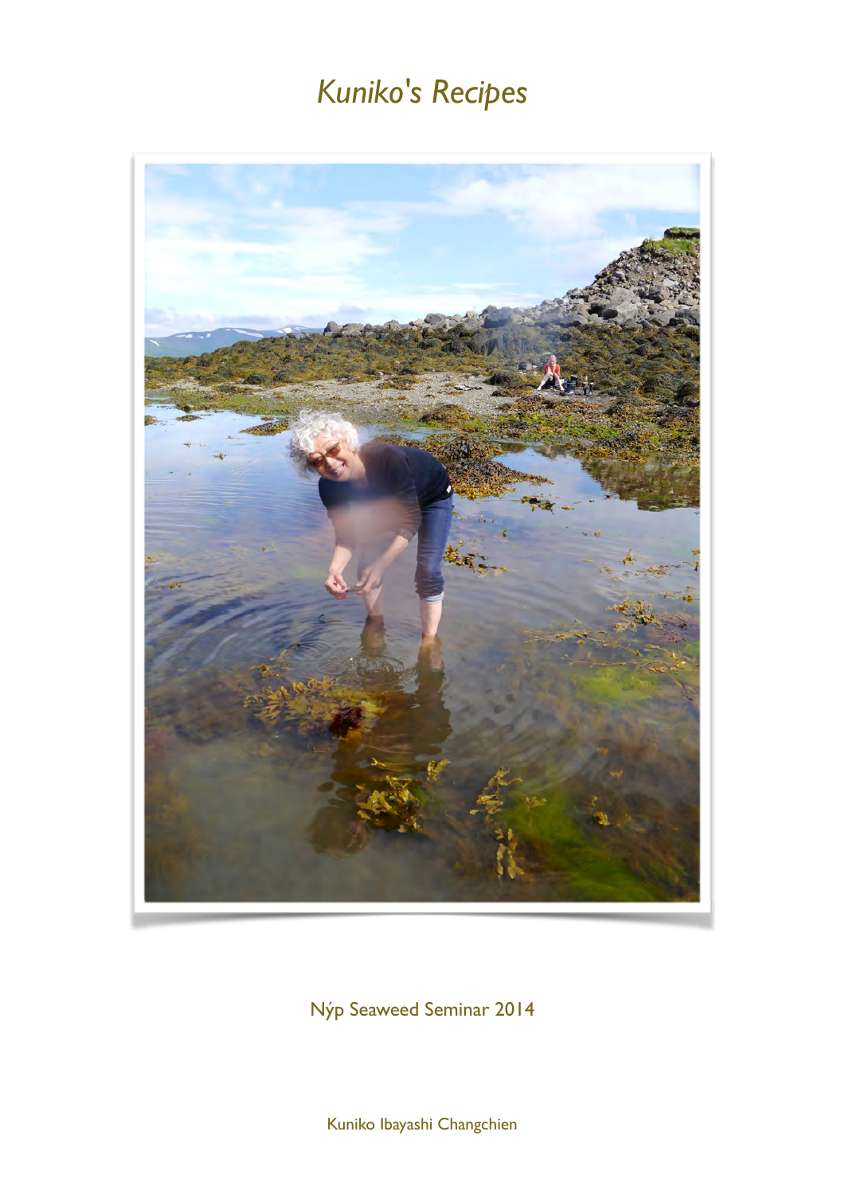# *Kuniko's Recipes*

Nýp Seaweed Seminar 2014

Kuniko Ibayashi Changchien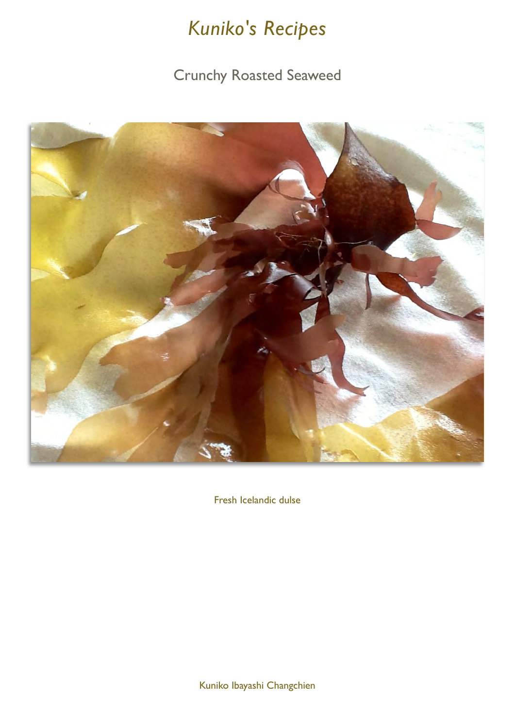# *Kuniko's Recipes*

## Crunchy Roasted Seaweed

Fresh Icelandic dulse

Kuniko Ibayashi Changchien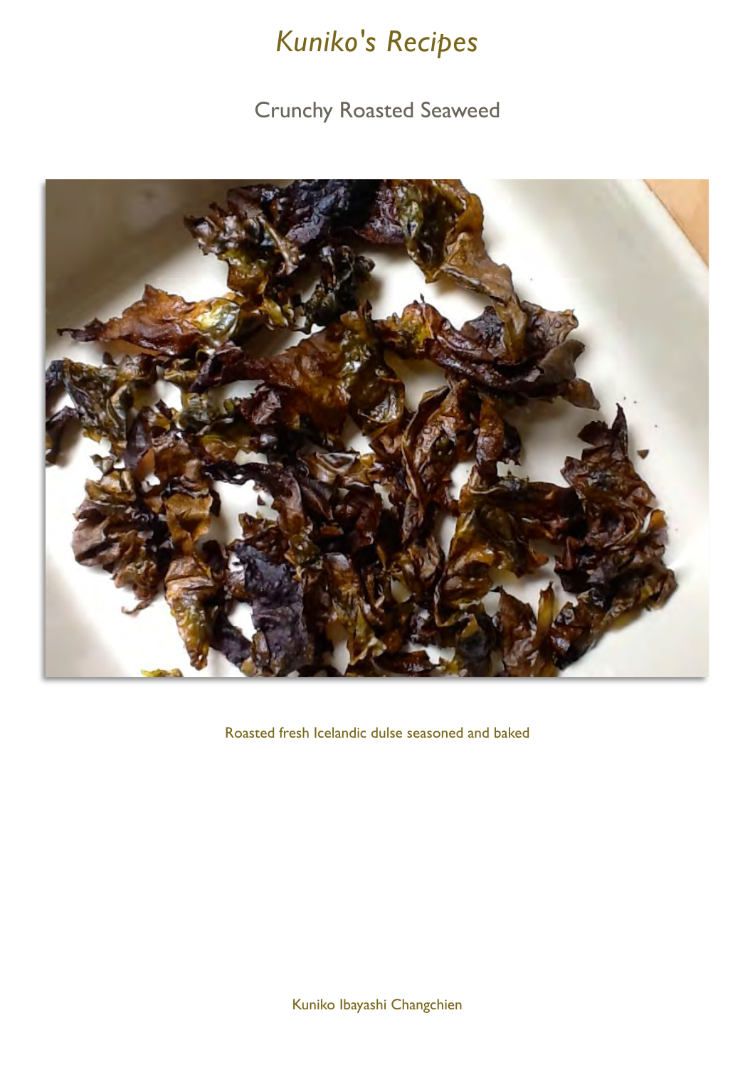# *Kuniko's Recipes*

## Crunchy Roasted Seaweed

Roasted fresh Icelandic dulse seasoned and baked

Kuniko Ibayashi Changchien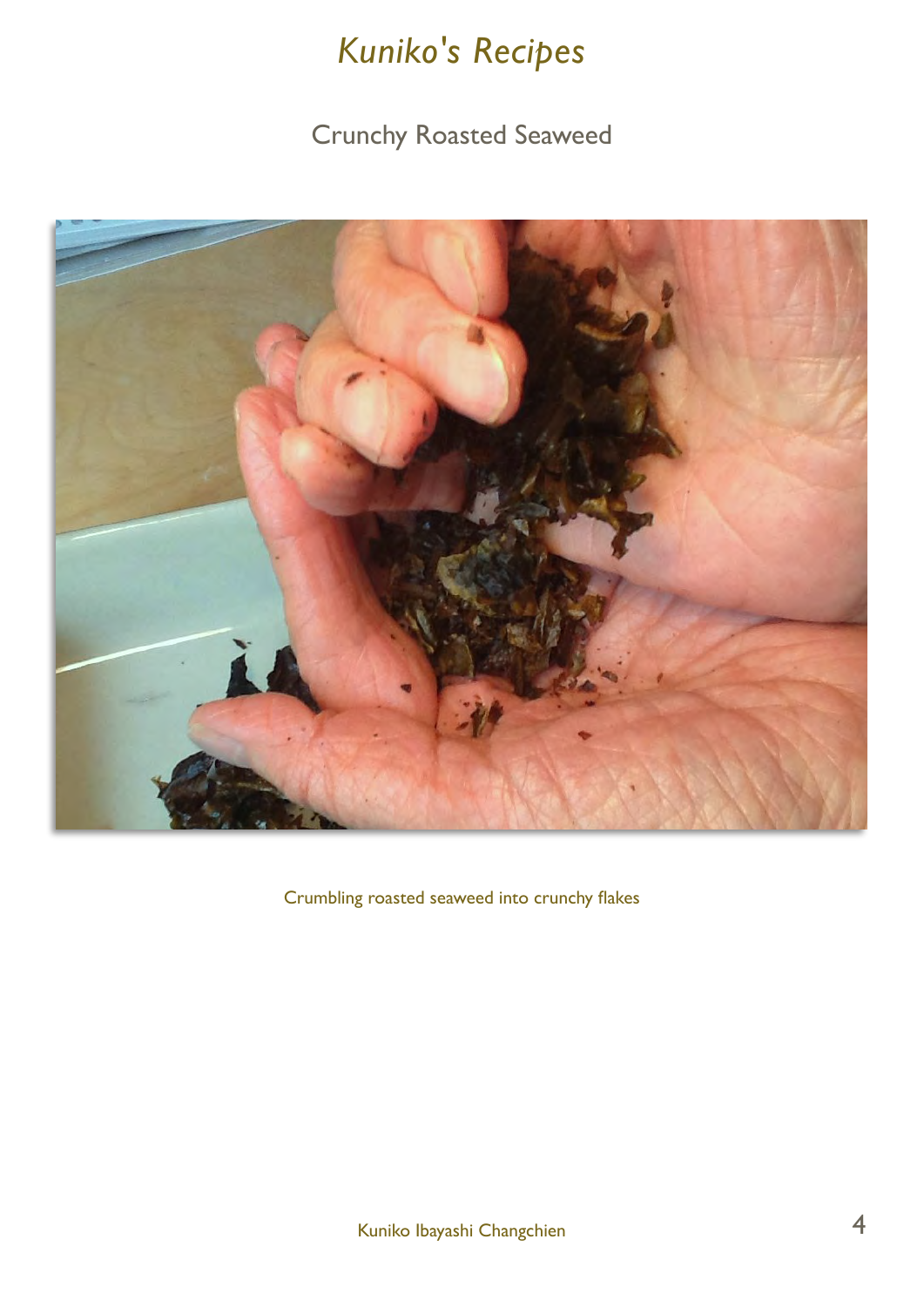# *Kuniko's Recipes*

## Crunchy Roasted Seaweed

Crumbling roasted seaweed into crunchy flakes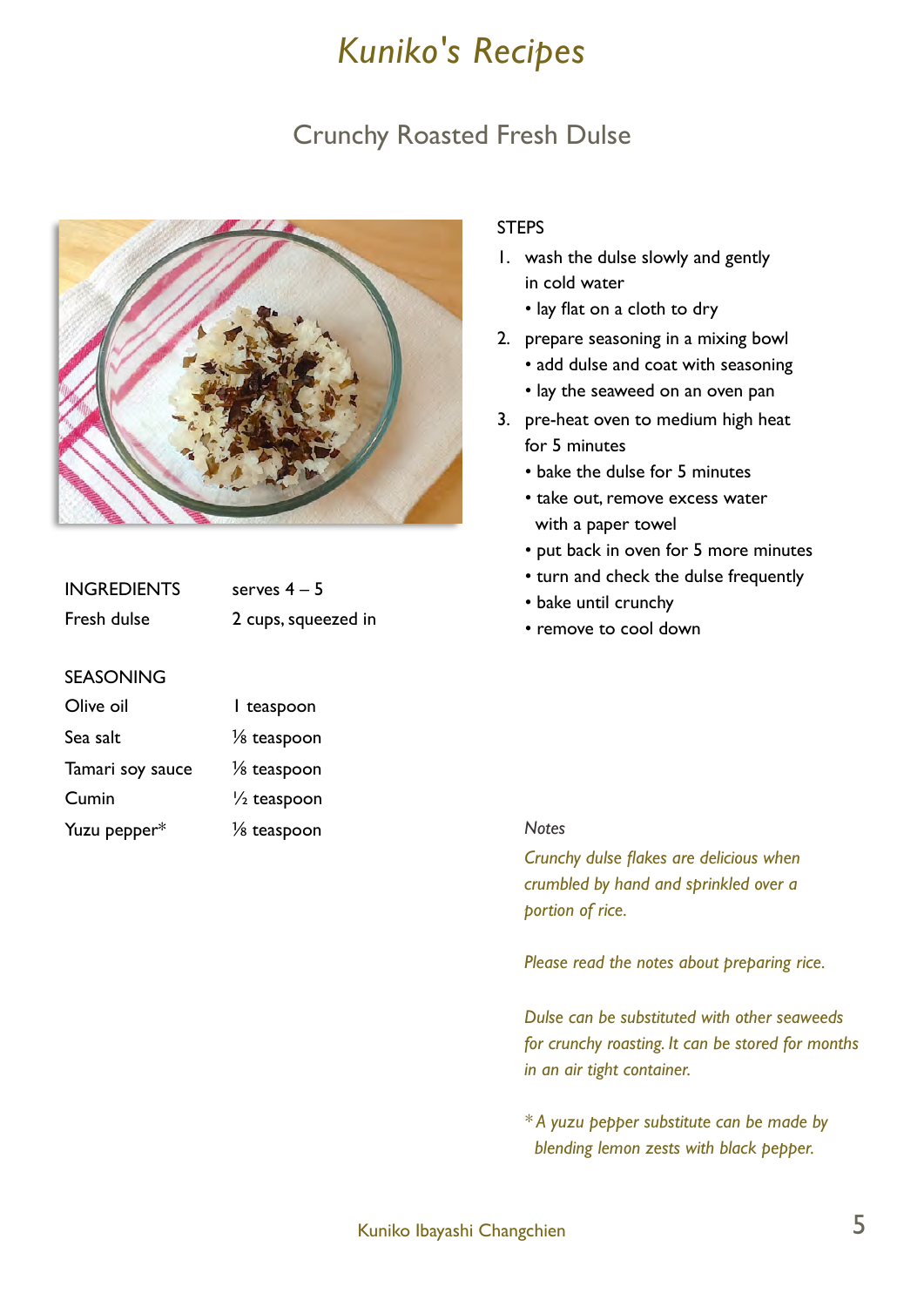# Kuniko's Recipes

## Crunchy Roasted Fresh Dulse

| INGREDIENTS | serves 4 – 5 |
|---|---|
| Fresh dulse | 2 cups, squeezed in |

| SEASONING | |
|---|---|
| Olive oil | 1 teaspoon |
| Sea salt | ⅛ teaspoon |
| Tamari soy sauce | ⅛ teaspoon |
| Cumin | ½ teaspoon |
| Yuzu pepper* | ⅛ teaspoon |

STEPS

1. wash the dulse slowly and gently in cold water
   - lay flat on a cloth to dry
2. prepare seasoning in a mixing bowl
   - add dulse and coat with seasoning
   - lay the seaweed on an oven pan
3. pre-heat oven to medium high heat for 5 minutes
   - bake the dulse for 5 minutes
   - take out, remove excess water with a paper towel
   - put back in oven for 5 more minutes
   - turn and check the dulse frequently
   - bake until crunchy
   - remove to cool down

*Notes*

*Crunchy dulse flakes are delicious when crumbled by hand and sprinkled over a portion of rice.*

*Please read the notes about preparing rice.*

*Dulse can be substituted with other seaweeds for crunchy roasting. It can be stored for months in an air tight container.*

*\* A yuzu pepper substitute can be made by blending lemon zests with black pepper.*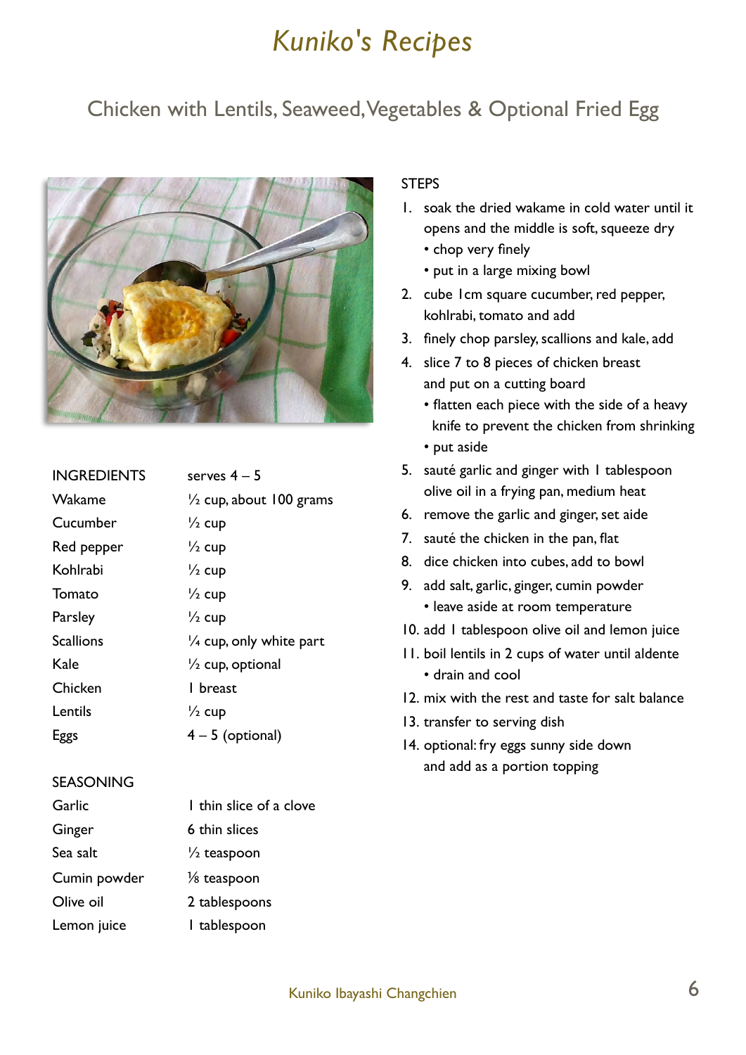# Kuniko's Recipes

## Chicken with Lentils, Seaweed, Vegetables & Optional Fried Egg

| INGREDIENTS | serves 4 – 5 |
|---|---|
| Wakame | ½ cup, about 100 grams |
| Cucumber | ½ cup |
| Red pepper | ½ cup |
| Kohlrabi | ½ cup |
| Tomato | ½ cup |
| Parsley | ½ cup |
| Scallions | ¼ cup, only white part |
| Kale | ½ cup, optional |
| Chicken | 1 breast |
| Lentils | ½ cup |
| Eggs | 4 – 5 (optional) |

| SEASONING | |
|---|---|
| Garlic | 1 thin slice of a clove |
| Ginger | 6 thin slices |
| Sea salt | ½ teaspoon |
| Cumin powder | ⅛ teaspoon |
| Olive oil | 2 tablespoons |
| Lemon juice | 1 tablespoon |

STEPS

1. soak the dried wakame in cold water until it opens and the middle is soft, squeeze dry
   - chop very finely
   - put in a large mixing bowl
2. cube 1cm square cucumber, red pepper, kohlrabi, tomato and add
3. finely chop parsley, scallions and kale, add
4. slice 7 to 8 pieces of chicken breast and put on a cutting board
   - flatten each piece with the side of a heavy knife to prevent the chicken from shrinking
   - put aside
5. sauté garlic and ginger with 1 tablespoon olive oil in a frying pan, medium heat
6. remove the garlic and ginger, set aide
7. sauté the chicken in the pan, flat
8. dice chicken into cubes, add to bowl
9. add salt, garlic, ginger, cumin powder
   - leave aside at room temperature
10. add 1 tablespoon olive oil and lemon juice
11. boil lentils in 2 cups of water until aldente
    - drain and cool
12. mix with the rest and taste for salt balance
13. transfer to serving dish
14. optional: fry eggs sunny side down and add as a portion topping

Kuniko Ibayashi Changchien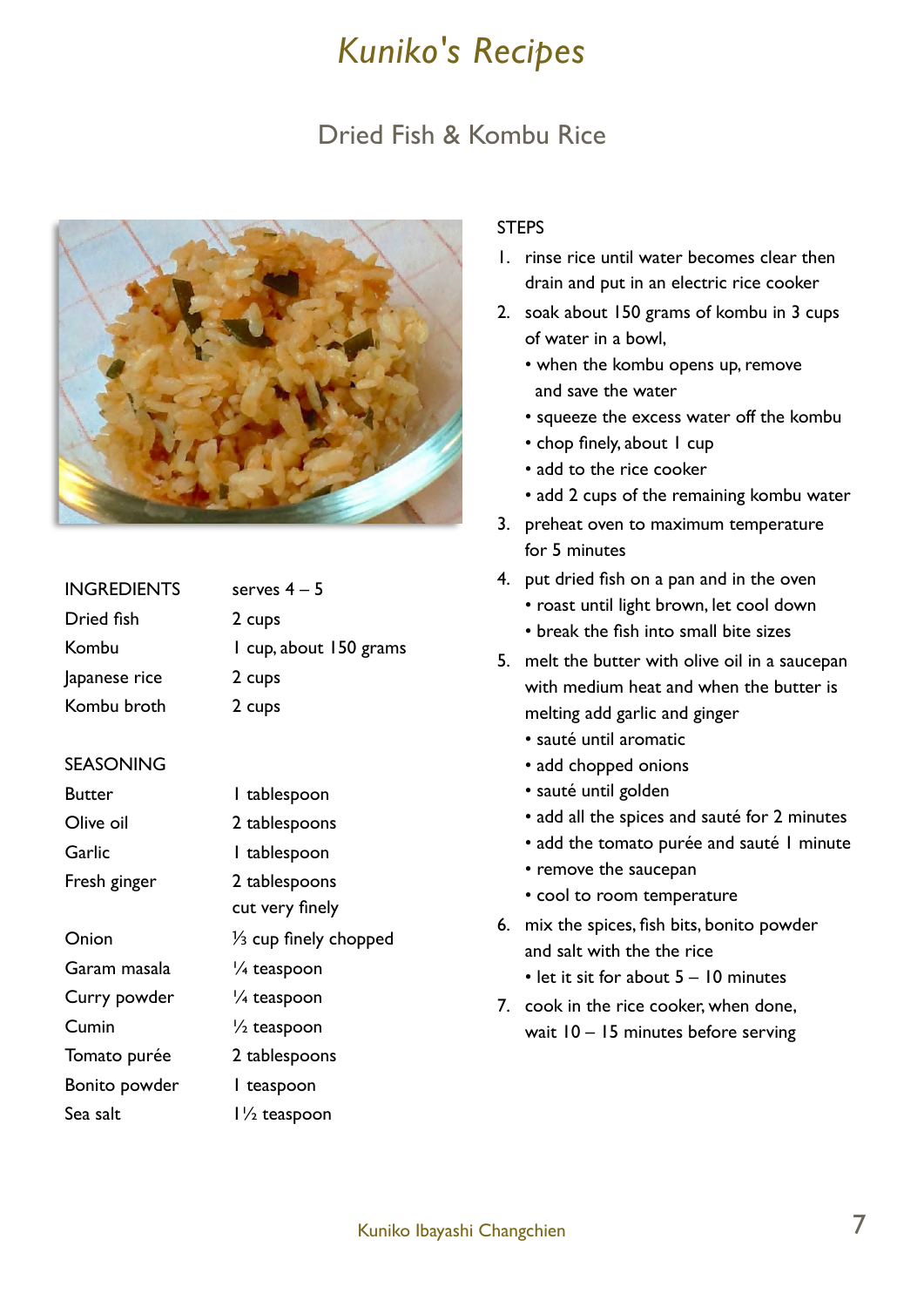# *Kuniko's Recipes*

## Dried Fish & Kombu Rice

| INGREDIENTS | serves 4 – 5 |
|---|---|
| Dried fish | 2 cups |
| Kombu | 1 cup, about 150 grams |
| Japanese rice | 2 cups |
| Kombu broth | 2 cups |

| SEASONING | |
|---|---|
| Butter | 1 tablespoon |
| Olive oil | 2 tablespoons |
| Garlic | 1 tablespoon |
| Fresh ginger | 2 tablespoons cut very finely |
| Onion | ⅓ cup finely chopped |
| Garam masala | ¼ teaspoon |
| Curry powder | ¼ teaspoon |
| Cumin | ½ teaspoon |
| Tomato purée | 2 tablespoons |
| Bonito powder | 1 teaspoon |
| Sea salt | 1½ teaspoon |

STEPS

1. rinse rice until water becomes clear then drain and put in an electric rice cooker
2. soak about 150 grams of kombu in 3 cups of water in a bowl,
   - when the kombu opens up, remove and save the water
   - squeeze the excess water off the kombu
   - chop finely, about 1 cup
   - add to the rice cooker
   - add 2 cups of the remaining kombu water
3. preheat oven to maximum temperature for 5 minutes
4. put dried fish on a pan and in the oven
   - roast until light brown, let cool down
   - break the fish into small bite sizes
5. melt the butter with olive oil in a saucepan with medium heat and when the butter is melting add garlic and ginger
   - sauté until aromatic
   - add chopped onions
   - sauté until golden
   - add all the spices and sauté for 2 minutes
   - add the tomato purée and sauté 1 minute
   - remove the saucepan
   - cool to room temperature
6. mix the spices, fish bits, bonito powder and salt with the the rice
   - let it sit for about 5 – 10 minutes
7. cook in the rice cooker, when done, wait 10 – 15 minutes before serving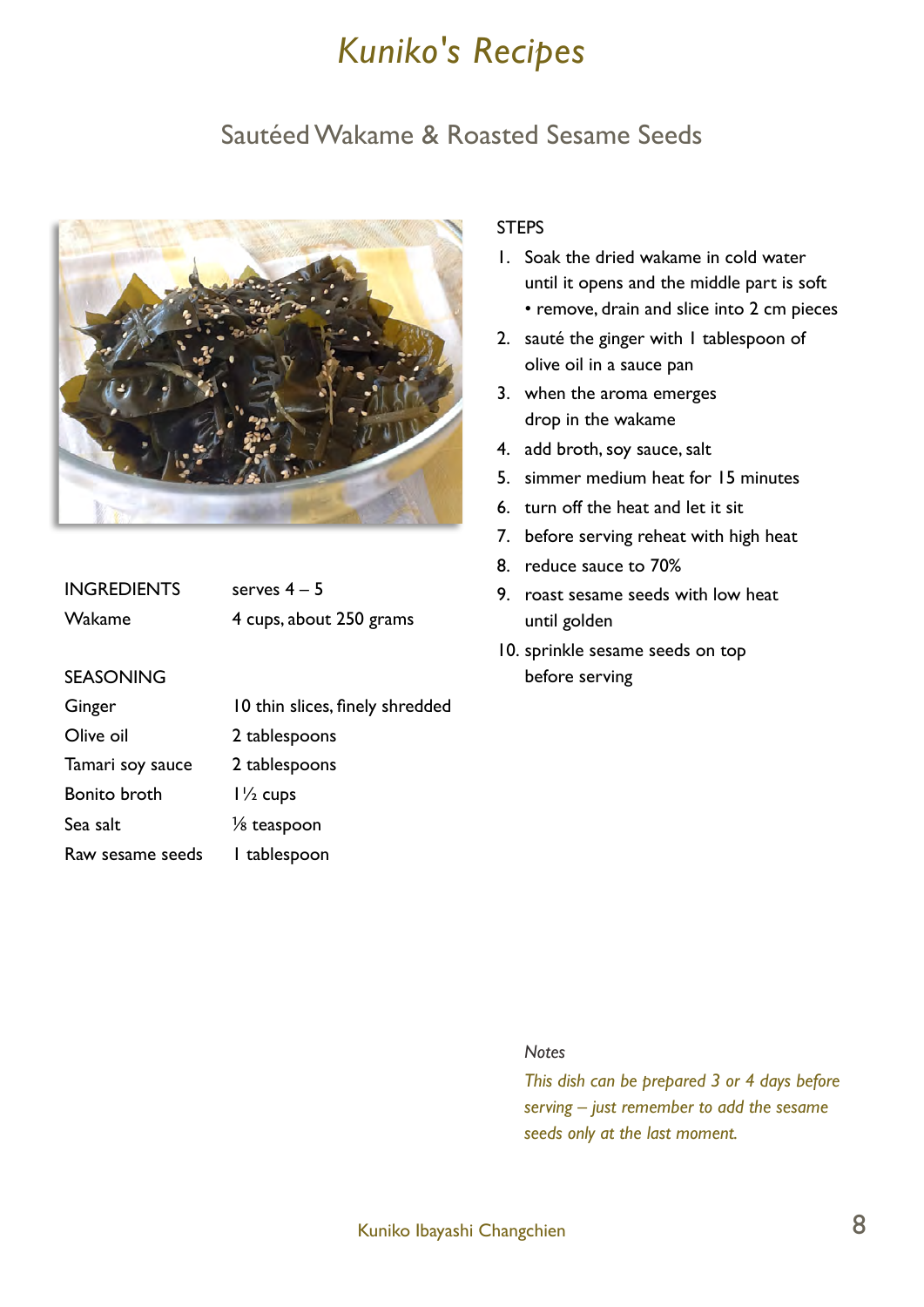# *Kuniko's Recipes*

## Sautéed Wakame & Roasted Sesame Seeds

| INGREDIENTS | serves 4 – 5 |
|---|---|
| Wakame | 4 cups, about 250 grams |

| SEASONING | |
|---|---|
| Ginger | 10 thin slices, finely shredded |
| Olive oil | 2 tablespoons |
| Tamari soy sauce | 2 tablespoons |
| Bonito broth | 1½ cups |
| Sea salt | ⅛ teaspoon |
| Raw sesame seeds | 1 tablespoon |

STEPS

1. Soak the dried wakame in cold water until it opens and the middle part is soft
   • remove, drain and slice into 2 cm pieces
2. sauté the ginger with 1 tablespoon of olive oil in a sauce pan
3. when the aroma emerges drop in the wakame
4. add broth, soy sauce, salt
5. simmer medium heat for 15 minutes
6. turn off the heat and let it sit
7. before serving reheat with high heat
8. reduce sauce to 70%
9. roast sesame seeds with low heat until golden
10. sprinkle sesame seeds on top before serving

*Notes*

*This dish can be prepared 3 or 4 days before serving – just remember to add the sesame seeds only at the last moment.*

Kuniko Ibayashi Changchien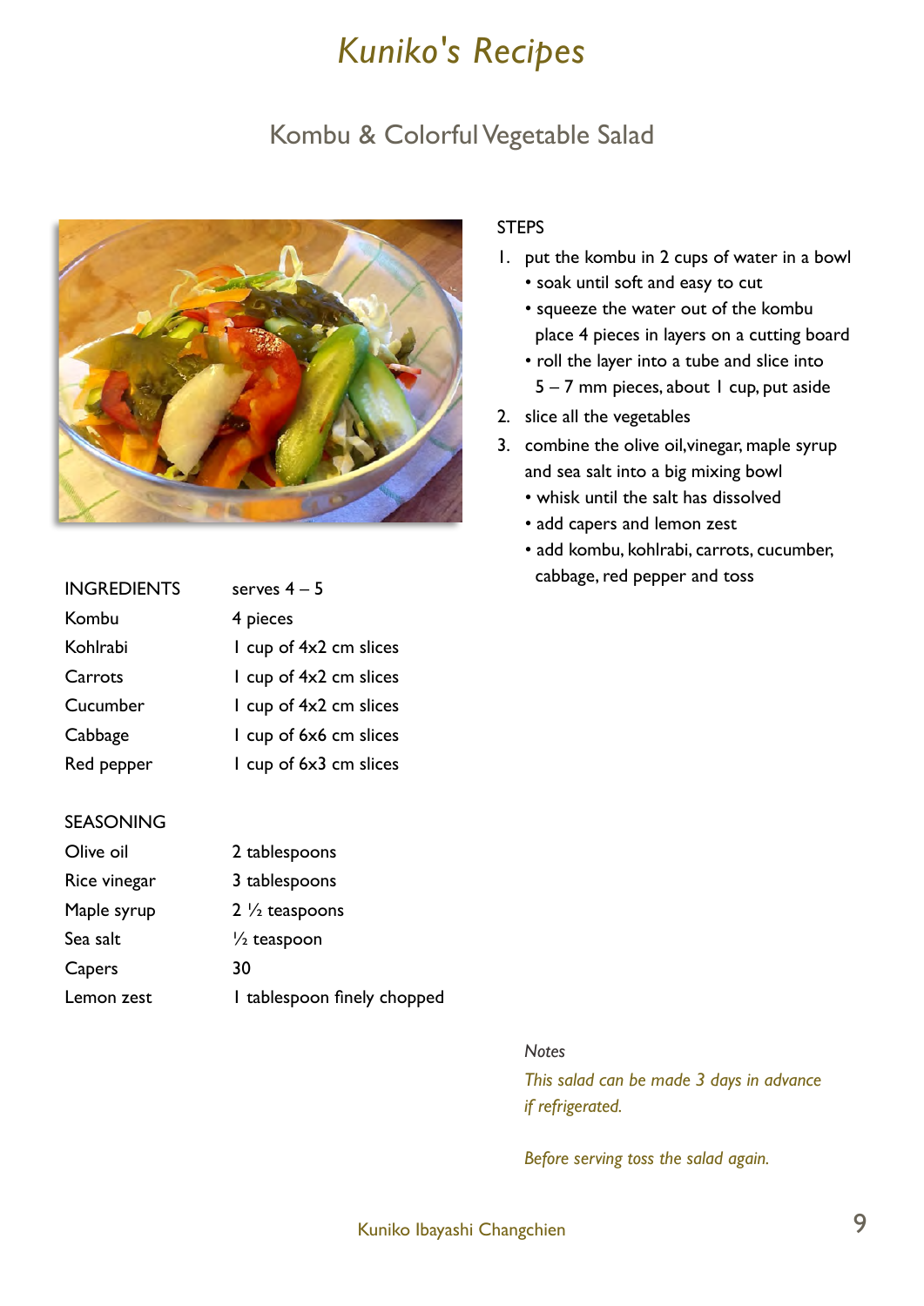# Kuniko's Recipes

## Kombu & Colorful Vegetable Salad

| INGREDIENTS | serves 4 – 5 |
|---|---|
| Kombu | 4 pieces |
| Kohlrabi | 1 cup of 4x2 cm slices |
| Carrots | 1 cup of 4x2 cm slices |
| Cucumber | 1 cup of 4x2 cm slices |
| Cabbage | 1 cup of 6x6 cm slices |
| Red pepper | 1 cup of 6x3 cm slices |

| SEASONING | |
|---|---|
| Olive oil | 2 tablespoons |
| Rice vinegar | 3 tablespoons |
| Maple syrup | 2 ½ teaspoons |
| Sea salt | ½ teaspoon |
| Capers | 30 |
| Lemon zest | 1 tablespoon finely chopped |

STEPS

1. put the kombu in 2 cups of water in a bowl
   - soak until soft and easy to cut
   - squeeze the water out of the kombu place 4 pieces in layers on a cutting board
   - roll the layer into a tube and slice into 5 – 7 mm pieces, about 1 cup, put aside
2. slice all the vegetables
3. combine the olive oil,vinegar, maple syrup and sea salt into a big mixing bowl
   - whisk until the salt has dissolved
   - add capers and lemon zest
   - add kombu, kohlrabi, carrots, cucumber, cabbage, red pepper and toss

*Notes*

*This salad can be made 3 days in advance if refrigerated.*

*Before serving toss the salad again.*

Kuniko Ibayashi Changchien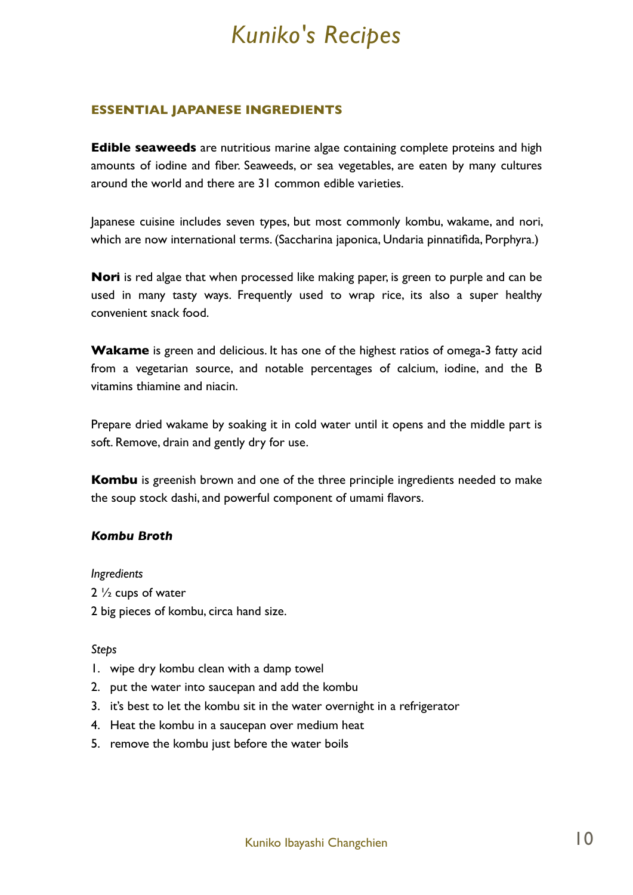## ESSENTIAL JAPANESE INGREDIENTS

**Edible seaweeds** are nutritious marine algae containing complete proteins and high amounts of iodine and fiber. Seaweeds, or sea vegetables, are eaten by many cultures around the world and there are 31 common edible varieties.

Japanese cuisine includes seven types, but most commonly kombu, wakame, and nori, which are now international terms. (Saccharina japonica, Undaria pinnatifida, Porphyra.)

**Nori** is red algae that when processed like making paper, is green to purple and can be used in many tasty ways. Frequently used to wrap rice, its also a super healthy convenient snack food.

**Wakame** is green and delicious. It has one of the highest ratios of omega-3 fatty acid from a vegetarian source, and notable percentages of calcium, iodine, and the B vitamins thiamine and niacin.

Prepare dried wakame by soaking it in cold water until it opens and the middle part is soft. Remove, drain and gently dry for use.

**Kombu** is greenish brown and one of the three principle ingredients needed to make the soup stock dashi, and powerful component of umami flavors.

### *Kombu Broth*

*Ingredients*

2 ½ cups of water
2 big pieces of kombu, circa hand size.

*Steps*

1. wipe dry kombu clean with a damp towel
2. put the water into saucepan and add the kombu
3. it's best to let the kombu sit in the water overnight in a refrigerator
4. Heat the kombu in a saucepan over medium heat
5. remove the kombu just before the water boils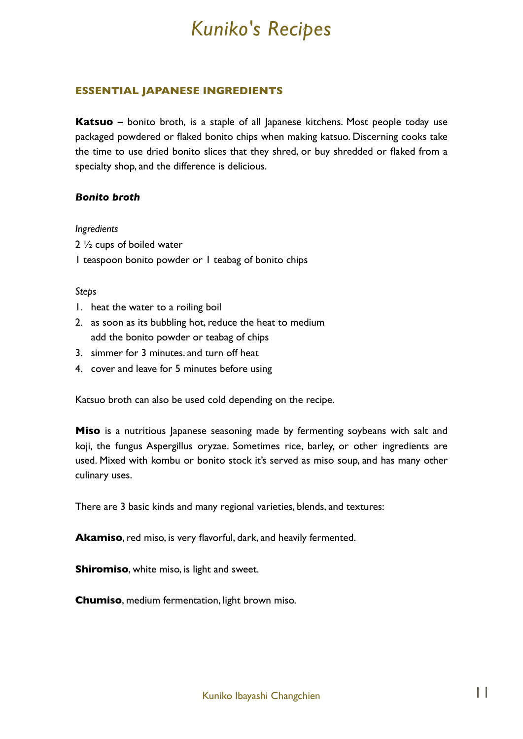# *Kuniko's Recipes*

## ESSENTIAL JAPANESE INGREDIENTS

**Katsuo –** bonito broth, is a staple of all Japanese kitchens. Most people today use packaged powdered or flaked bonito chips when making katsuo. Discerning cooks take the time to use dried bonito slices that they shred, or buy shredded or flaked from a specialty shop, and the difference is delicious.

### ***Bonito broth***

*Ingredients*

2 ½ cups of boiled water
1 teaspoon bonito powder or 1 teabag of bonito chips

*Steps*

1. heat the water to a roiling boil
2. as soon as its bubbling hot, reduce the heat to medium
   add the bonito powder or teabag of chips
3. simmer for 3 minutes. and turn off heat
4. cover and leave for 5 minutes before using

Katsuo broth can also be used cold depending on the recipe.

**Miso** is a nutritious Japanese seasoning made by fermenting soybeans with salt and koji, the fungus Aspergillus oryzae. Sometimes rice, barley, or other ingredients are used. Mixed with kombu or bonito stock it's served as miso soup, and has many other culinary uses.

There are 3 basic kinds and many regional varieties, blends, and textures:

**Akamiso**, red miso, is very flavorful, dark, and heavily fermented.

**Shiromiso**, white miso, is light and sweet.

**Chumiso**, medium fermentation, light brown miso.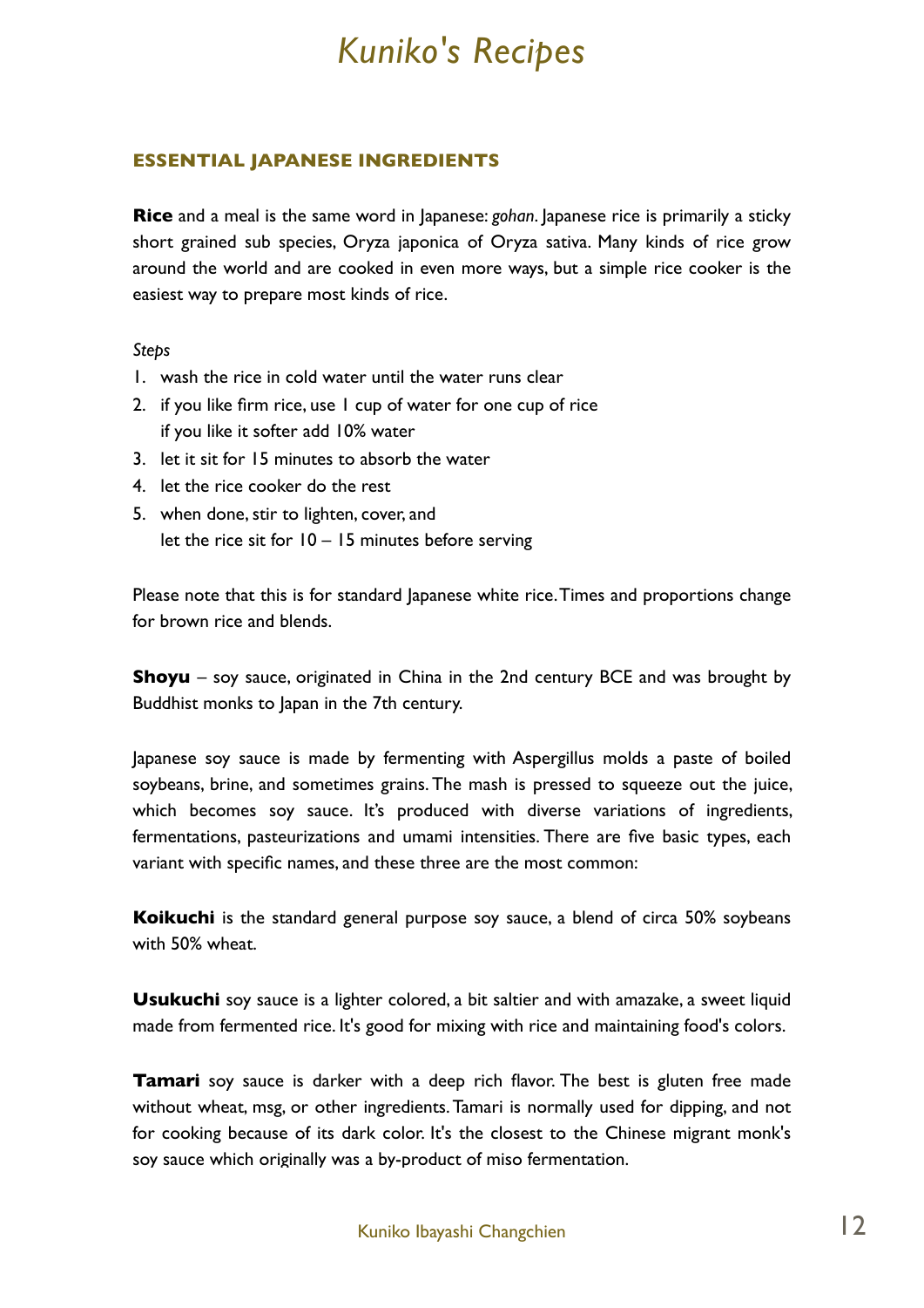## ESSENTIAL JAPANESE INGREDIENTS

**Rice** and a meal is the same word in Japanese: *gohan*. Japanese rice is primarily a sticky short grained sub species, Oryza japonica of Oryza sativa. Many kinds of rice grow around the world and are cooked in even more ways, but a simple rice cooker is the easiest way to prepare most kinds of rice.

*Steps*

1. wash the rice in cold water until the water runs clear
2. if you like firm rice, use 1 cup of water for one cup of rice
   if you like it softer add 10% water
3. let it sit for 15 minutes to absorb the water
4. let the rice cooker do the rest
5. when done, stir to lighten, cover, and
   let the rice sit for 10 – 15 minutes before serving

Please note that this is for standard Japanese white rice. Times and proportions change for brown rice and blends.

**Shoyu** – soy sauce, originated in China in the 2nd century BCE and was brought by Buddhist monks to Japan in the 7th century.

Japanese soy sauce is made by fermenting with Aspergillus molds a paste of boiled soybeans, brine, and sometimes grains. The mash is pressed to squeeze out the juice, which becomes soy sauce. It's produced with diverse variations of ingredients, fermentations, pasteurizations and umami intensities. There are five basic types, each variant with specific names, and these three are the most common:

**Koikuchi** is the standard general purpose soy sauce, a blend of circa 50% soybeans with 50% wheat.

**Usukuchi** soy sauce is a lighter colored, a bit saltier and with amazake, a sweet liquid made from fermented rice. It's good for mixing with rice and maintaining food's colors.

**Tamari** soy sauce is darker with a deep rich flavor. The best is gluten free made without wheat, msg, or other ingredients. Tamari is normally used for dipping, and not for cooking because of its dark color. It's the closest to the Chinese migrant monk's soy sauce which originally was a by-product of miso fermentation.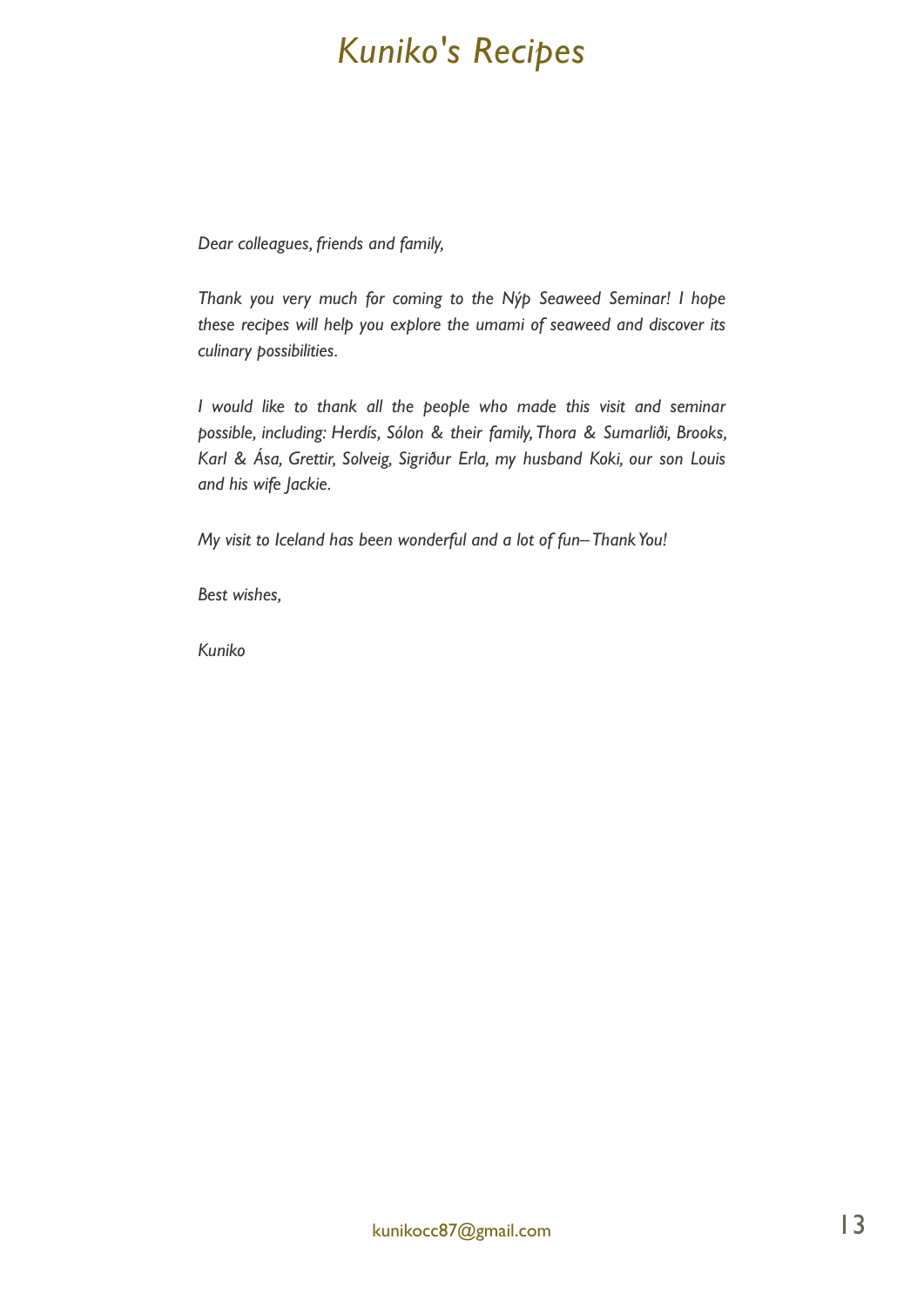# *Kuniko's Recipes*

*Dear colleagues, friends and family,*

*Thank you very much for coming to the Nýp Seaweed Seminar! I hope these recipes will help you explore the umami of seaweed and discover its culinary possibilities.*

*I would like to thank all the people who made this visit and seminar possible, including: Herdís, Sólon & their family, Thora & Sumarliði, Brooks, Karl & Ása, Grettir, Solveig, Sigriður Erla, my husband Koki, our son Louis and his wife Jackie.*

*My visit to Iceland has been wonderful and a lot of fun– Thank You!*

*Best wishes,*

*Kuniko*

kunikocc87@gmail.com